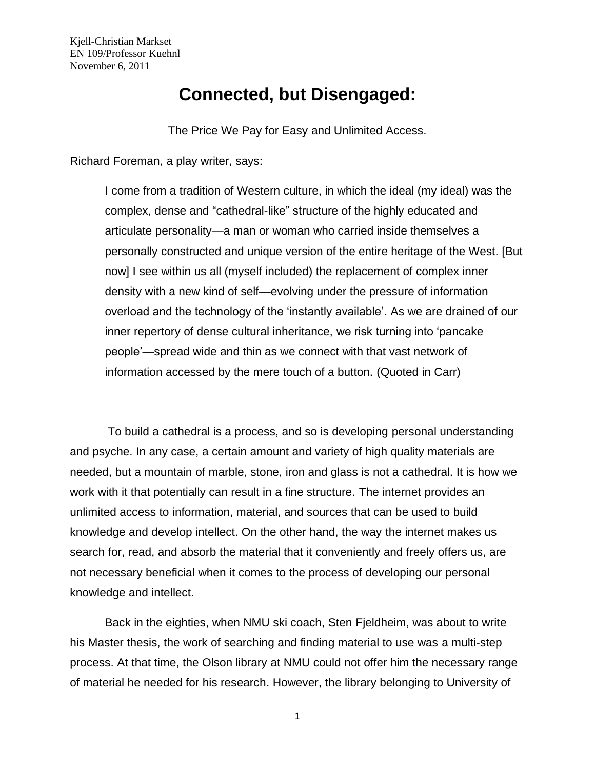Kjell-Christian Markset
EN 109/Professor Kuehnl
November 6, 2011

# Connected, but Disengaged:

The Price We Pay for Easy and Unlimited Access.

Richard Foreman, a play writer, says:

> I come from a tradition of Western culture, in which the ideal (my ideal) was the complex, dense and "cathedral-like" structure of the highly educated and articulate personality—a man or woman who carried inside themselves a personally constructed and unique version of the entire heritage of the West. [But now] I see within us all (myself included) the replacement of complex inner density with a new kind of self—evolving under the pressure of information overload and the technology of the 'instantly available'. As we are drained of our inner repertory of dense cultural inheritance, we risk turning into 'pancake people'—spread wide and thin as we connect with that vast network of information accessed by the mere touch of a button. (Quoted in Carr)

To build a cathedral is a process, and so is developing personal understanding and psyche. In any case, a certain amount and variety of high quality materials are needed, but a mountain of marble, stone, iron and glass is not a cathedral. It is how we work with it that potentially can result in a fine structure. The internet provides an unlimited access to information, material, and sources that can be used to build knowledge and develop intellect. On the other hand, the way the internet makes us search for, read, and absorb the material that it conveniently and freely offers us, are not necessary beneficial when it comes to the process of developing our personal knowledge and intellect.

Back in the eighties, when NMU ski coach, Sten Fjeldheim, was about to write his Master thesis, the work of searching and finding material to use was a multi-step process. At that time, the Olson library at NMU could not offer him the necessary range of material he needed for his research. However, the library belonging to University of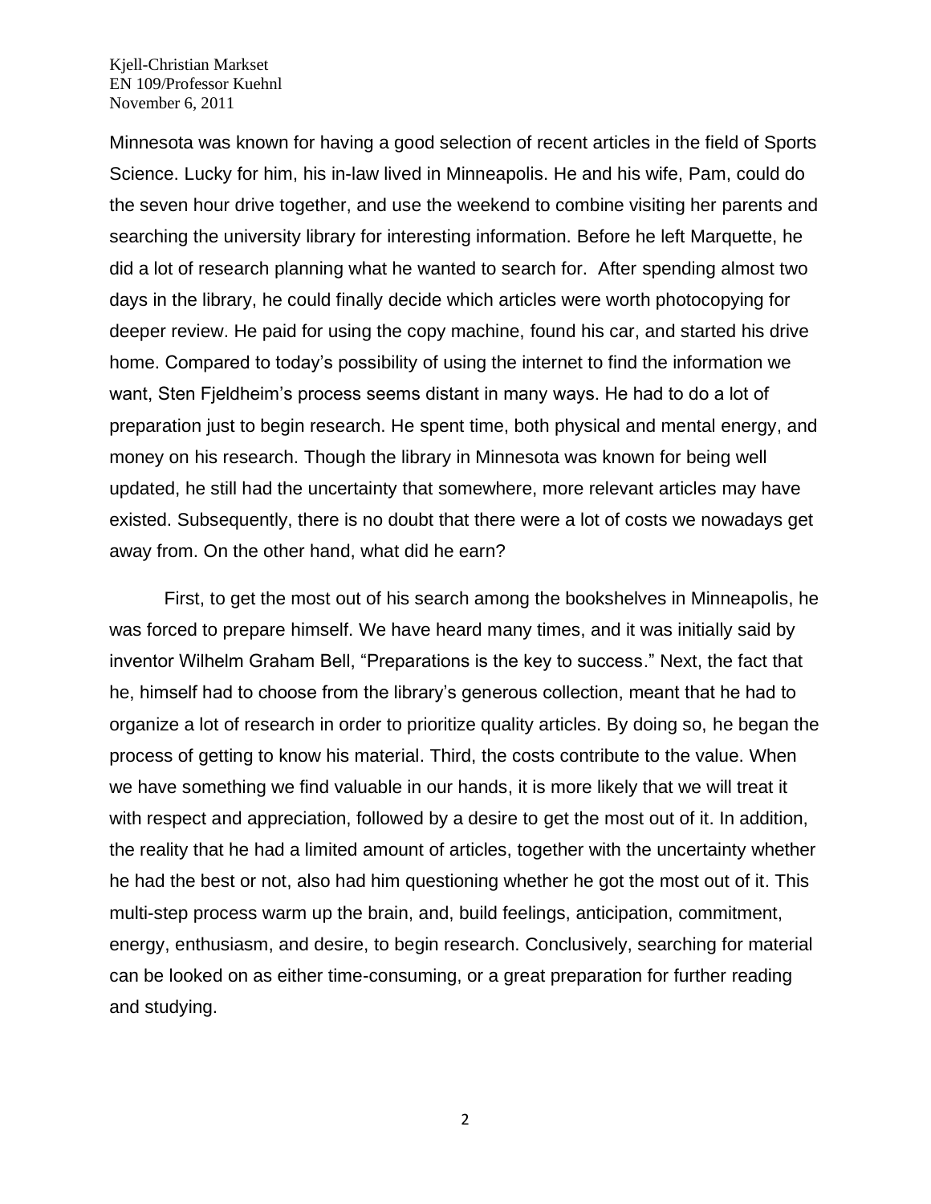Minnesota was known for having a good selection of recent articles in the field of Sports Science. Lucky for him, his in-law lived in Minneapolis. He and his wife, Pam, could do the seven hour drive together, and use the weekend to combine visiting her parents and searching the university library for interesting information. Before he left Marquette, he did a lot of research planning what he wanted to search for. After spending almost two days in the library, he could finally decide which articles were worth photocopying for deeper review. He paid for using the copy machine, found his car, and started his drive home. Compared to today's possibility of using the internet to find the information we want, Sten Fjeldheim's process seems distant in many ways. He had to do a lot of preparation just to begin research. He spent time, both physical and mental energy, and money on his research. Though the library in Minnesota was known for being well updated, he still had the uncertainty that somewhere, more relevant articles may have existed. Subsequently, there is no doubt that there were a lot of costs we nowadays get away from. On the other hand, what did he earn?

First, to get the most out of his search among the bookshelves in Minneapolis, he was forced to prepare himself. We have heard many times, and it was initially said by inventor Wilhelm Graham Bell, "Preparations is the key to success." Next, the fact that he, himself had to choose from the library's generous collection, meant that he had to organize a lot of research in order to prioritize quality articles. By doing so, he began the process of getting to know his material. Third, the costs contribute to the value. When we have something we find valuable in our hands, it is more likely that we will treat it with respect and appreciation, followed by a desire to get the most out of it. In addition, the reality that he had a limited amount of articles, together with the uncertainty whether he had the best or not, also had him questioning whether he got the most out of it. This multi-step process warm up the brain, and, build feelings, anticipation, commitment, energy, enthusiasm, and desire, to begin research. Conclusively, searching for material can be looked on as either time-consuming, or a great preparation for further reading and studying.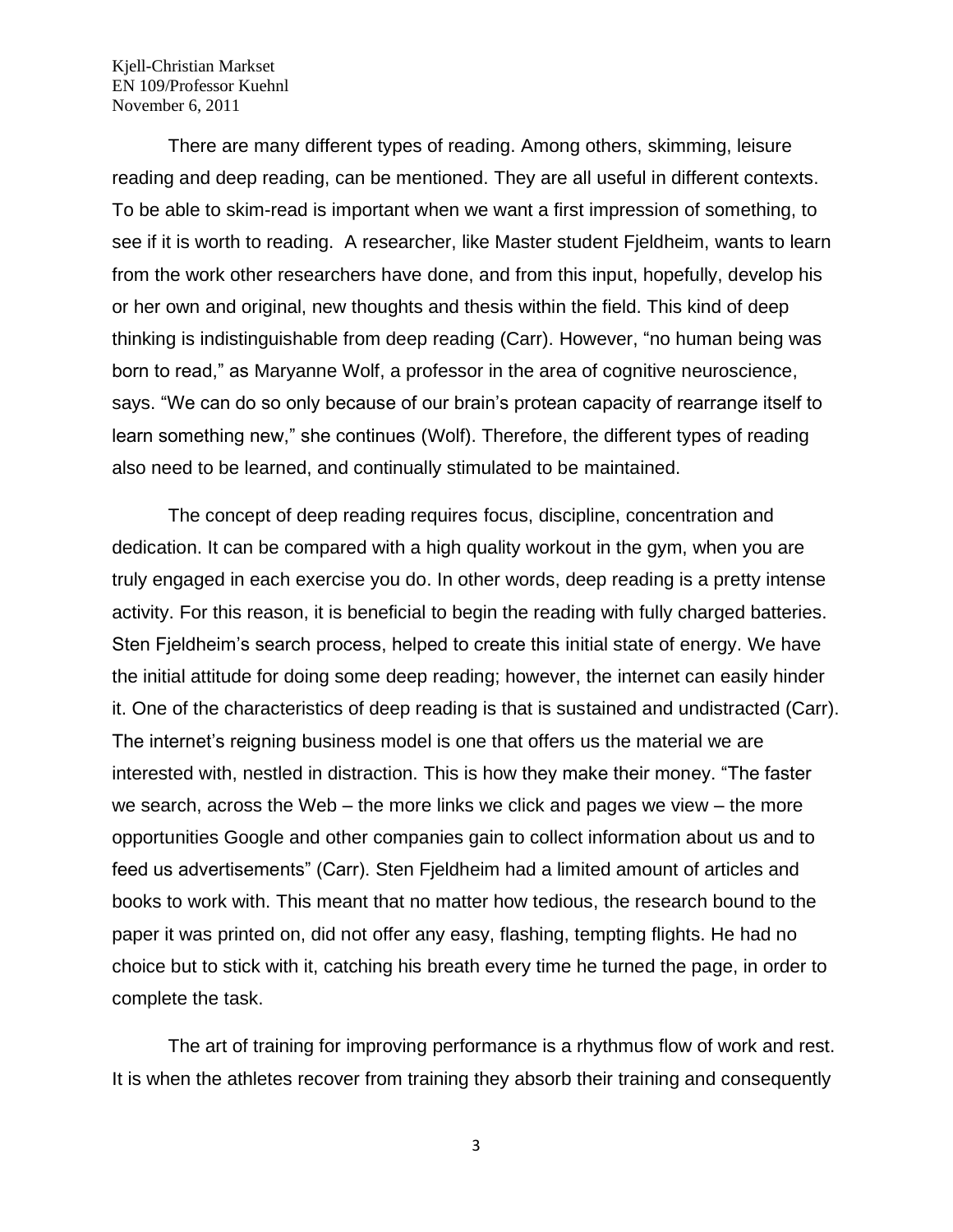Kjell-Christian Markset
EN 109/Professor Kuehnl
November 6, 2011

There are many different types of reading. Among others, skimming, leisure reading and deep reading, can be mentioned. They are all useful in different contexts. To be able to skim-read is important when we want a first impression of something, to see if it is worth to reading.  A researcher, like Master student Fjeldheim, wants to learn from the work other researchers have done, and from this input, hopefully, develop his or her own and original, new thoughts and thesis within the field. This kind of deep thinking is indistinguishable from deep reading (Carr). However, "no human being was born to read," as Maryanne Wolf, a professor in the area of cognitive neuroscience, says. "We can do so only because of our brain's protean capacity of rearrange itself to learn something new," she continues (Wolf). Therefore, the different types of reading also need to be learned, and continually stimulated to be maintained.

The concept of deep reading requires focus, discipline, concentration and dedication. It can be compared with a high quality workout in the gym, when you are truly engaged in each exercise you do. In other words, deep reading is a pretty intense activity. For this reason, it is beneficial to begin the reading with fully charged batteries. Sten Fjeldheim's search process, helped to create this initial state of energy. We have the initial attitude for doing some deep reading; however, the internet can easily hinder it. One of the characteristics of deep reading is that is sustained and undistracted (Carr). The internet's reigning business model is one that offers us the material we are interested with, nestled in distraction. This is how they make their money. "The faster we search, across the Web – the more links we click and pages we view – the more opportunities Google and other companies gain to collect information about us and to feed us advertisements" (Carr). Sten Fjeldheim had a limited amount of articles and books to work with. This meant that no matter how tedious, the research bound to the paper it was printed on, did not offer any easy, flashing, tempting flights. He had no choice but to stick with it, catching his breath every time he turned the page, in order to complete the task.

The art of training for improving performance is a rhythmus flow of work and rest. It is when the athletes recover from training they absorb their training and consequently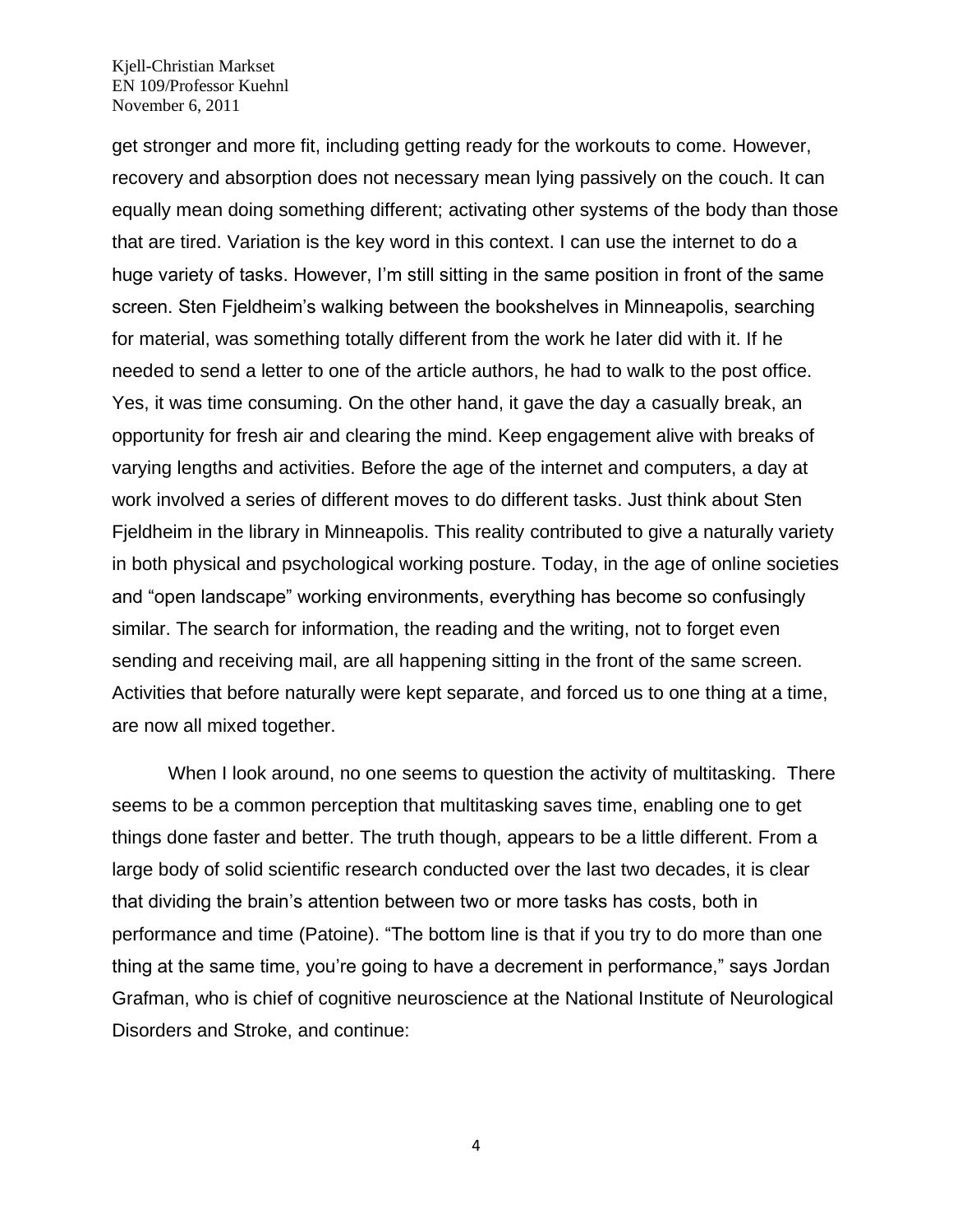get stronger and more fit, including getting ready for the workouts to come. However, recovery and absorption does not necessary mean lying passively on the couch. It can equally mean doing something different; activating other systems of the body than those that are tired. Variation is the key word in this context. I can use the internet to do a huge variety of tasks. However, I'm still sitting in the same position in front of the same screen. Sten Fjeldheim's walking between the bookshelves in Minneapolis, searching for material, was something totally different from the work he later did with it. If he needed to send a letter to one of the article authors, he had to walk to the post office. Yes, it was time consuming. On the other hand, it gave the day a casually break, an opportunity for fresh air and clearing the mind. Keep engagement alive with breaks of varying lengths and activities. Before the age of the internet and computers, a day at work involved a series of different moves to do different tasks. Just think about Sten Fjeldheim in the library in Minneapolis. This reality contributed to give a naturally variety in both physical and psychological working posture. Today, in the age of online societies and "open landscape" working environments, everything has become so confusingly similar. The search for information, the reading and the writing, not to forget even sending and receiving mail, are all happening sitting in the front of the same screen. Activities that before naturally were kept separate, and forced us to one thing at a time, are now all mixed together.

When I look around, no one seems to question the activity of multitasking. There seems to be a common perception that multitasking saves time, enabling one to get things done faster and better. The truth though, appears to be a little different. From a large body of solid scientific research conducted over the last two decades, it is clear that dividing the brain's attention between two or more tasks has costs, both in performance and time (Patoine). "The bottom line is that if you try to do more than one thing at the same time, you're going to have a decrement in performance," says Jordan Grafman, who is chief of cognitive neuroscience at the National Institute of Neurological Disorders and Stroke, and continue: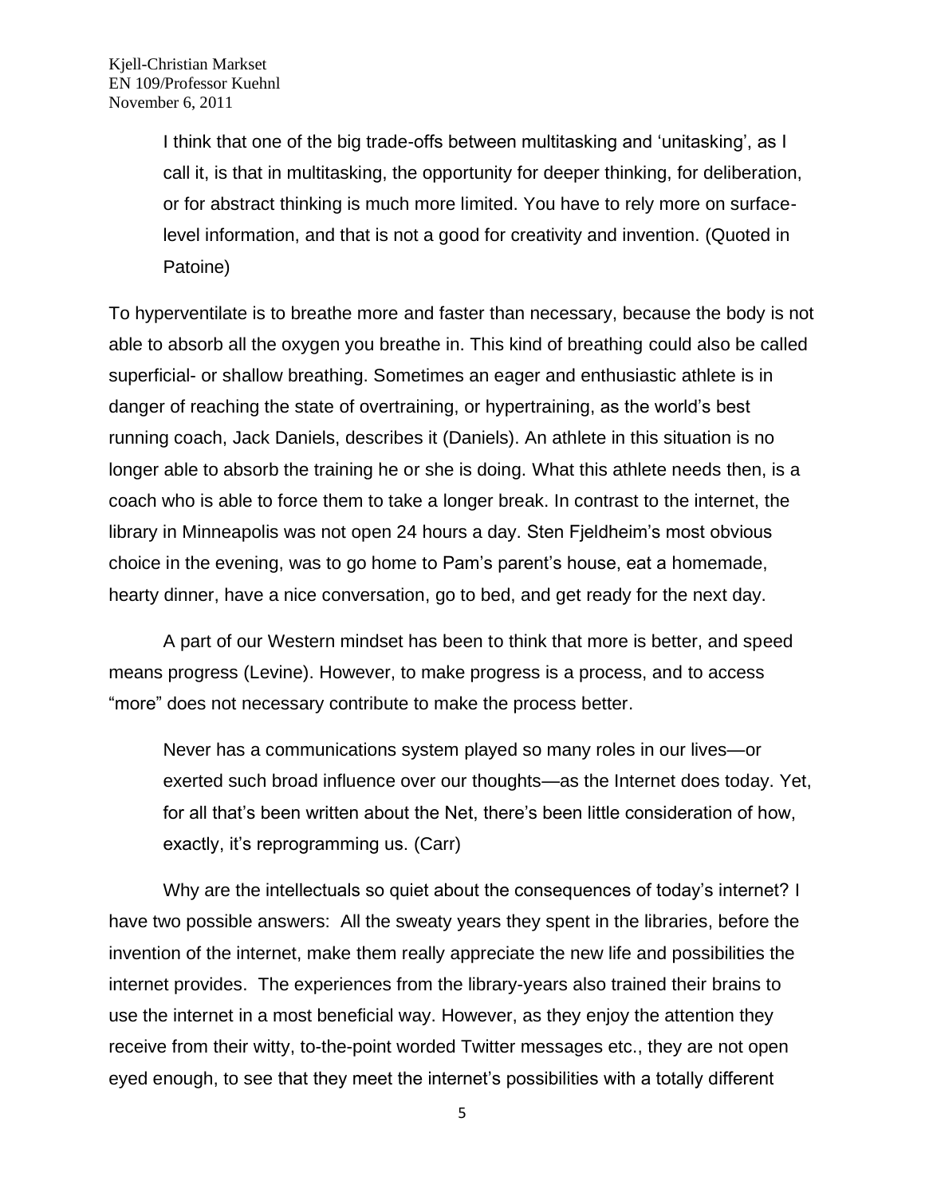> I think that one of the big trade-offs between multitasking and 'unitasking', as I call it, is that in multitasking, the opportunity for deeper thinking, for deliberation, or for abstract thinking is much more limited. You have to rely more on surface-level information, and that is not a good for creativity and invention. (Quoted in Patoine)

To hyperventilate is to breathe more and faster than necessary, because the body is not able to absorb all the oxygen you breathe in. This kind of breathing could also be called superficial- or shallow breathing. Sometimes an eager and enthusiastic athlete is in danger of reaching the state of overtraining, or hypertraining, as the world's best running coach, Jack Daniels, describes it (Daniels). An athlete in this situation is no longer able to absorb the training he or she is doing. What this athlete needs then, is a coach who is able to force them to take a longer break. In contrast to the internet, the library in Minneapolis was not open 24 hours a day. Sten Fjeldheim's most obvious choice in the evening, was to go home to Pam's parent's house, eat a homemade, hearty dinner, have a nice conversation, go to bed, and get ready for the next day.

A part of our Western mindset has been to think that more is better, and speed means progress (Levine). However, to make progress is a process, and to access "more" does not necessary contribute to make the process better.

> Never has a communications system played so many roles in our lives—or exerted such broad influence over our thoughts—as the Internet does today. Yet, for all that's been written about the Net, there's been little consideration of how, exactly, it's reprogramming us. (Carr)

Why are the intellectuals so quiet about the consequences of today's internet? I have two possible answers: All the sweaty years they spent in the libraries, before the invention of the internet, make them really appreciate the new life and possibilities the internet provides. The experiences from the library-years also trained their brains to use the internet in a most beneficial way. However, as they enjoy the attention they receive from their witty, to-the-point worded Twitter messages etc., they are not open eyed enough, to see that they meet the internet's possibilities with a totally different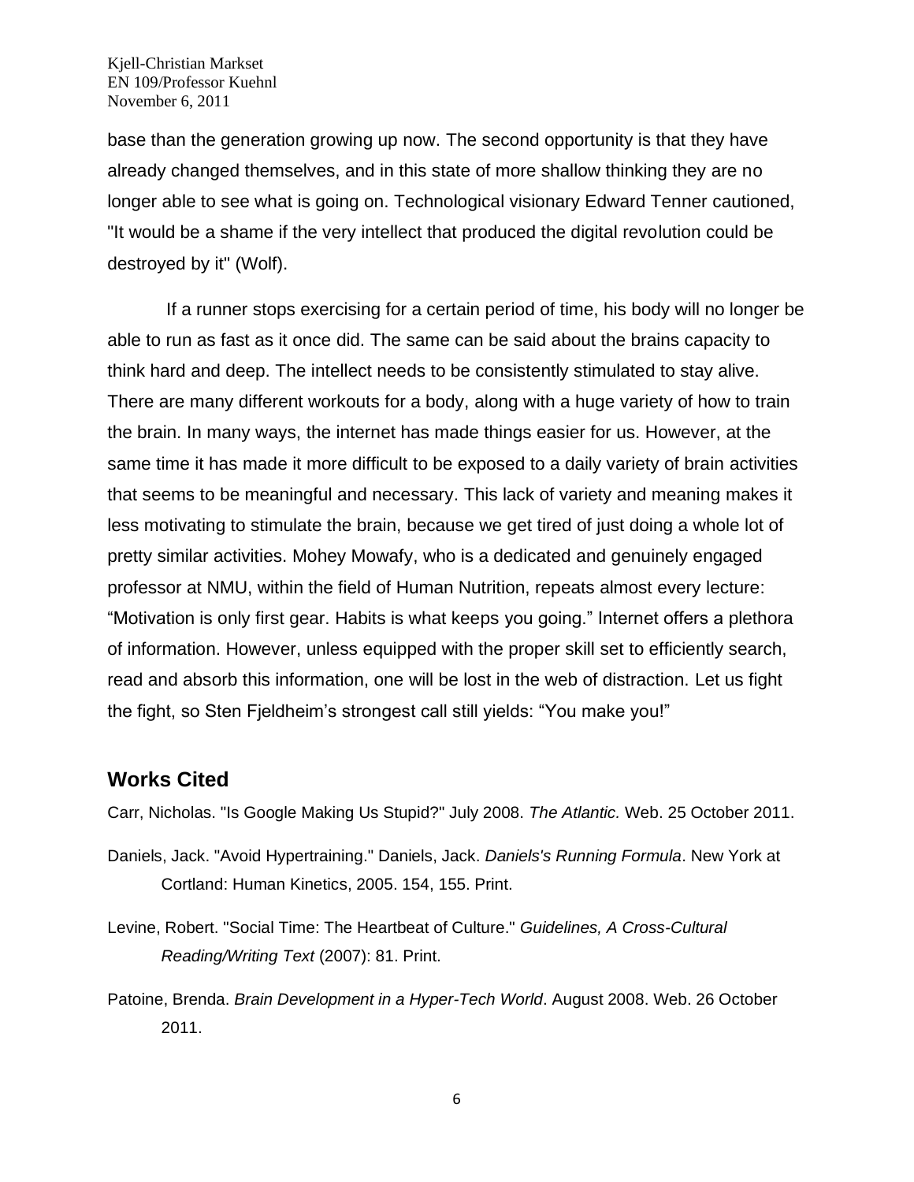base than the generation growing up now. The second opportunity is that they have already changed themselves, and in this state of more shallow thinking they are no longer able to see what is going on. Technological visionary Edward Tenner cautioned, "It would be a shame if the very intellect that produced the digital revolution could be destroyed by it" (Wolf).

If a runner stops exercising for a certain period of time, his body will no longer be able to run as fast as it once did. The same can be said about the brains capacity to think hard and deep. The intellect needs to be consistently stimulated to stay alive. There are many different workouts for a body, along with a huge variety of how to train the brain. In many ways, the internet has made things easier for us. However, at the same time it has made it more difficult to be exposed to a daily variety of brain activities that seems to be meaningful and necessary. This lack of variety and meaning makes it less motivating to stimulate the brain, because we get tired of just doing a whole lot of pretty similar activities. Mohey Mowafy, who is a dedicated and genuinely engaged professor at NMU, within the field of Human Nutrition, repeats almost every lecture: "Motivation is only first gear. Habits is what keeps you going." Internet offers a plethora of information. However, unless equipped with the proper skill set to efficiently search, read and absorb this information, one will be lost in the web of distraction. Let us fight the fight, so Sten Fjeldheim's strongest call still yields: "You make you!"

## Works Cited

Carr, Nicholas. "Is Google Making Us Stupid?" July 2008. *The Atlantic.* Web. 25 October 2011.

Daniels, Jack. "Avoid Hypertraining." Daniels, Jack. *Daniels's Running Formula*. New York at Cortland: Human Kinetics, 2005. 154, 155. Print.

Levine, Robert. "Social Time: The Heartbeat of Culture." *Guidelines, A Cross-Cultural Reading/Writing Text* (2007): 81. Print.

Patoine, Brenda. *Brain Development in a Hyper-Tech World*. August 2008. Web. 26 October 2011.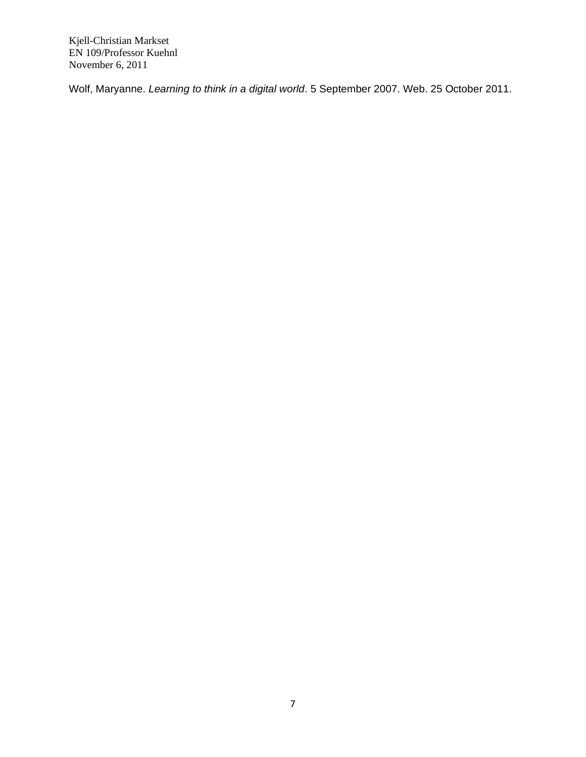Kjell-Christian Markset
EN 109/Professor Kuehnl
November 6, 2011

Wolf, Maryanne. *Learning to think in a digital world*. 5 September 2007. Web. 25 October 2011.